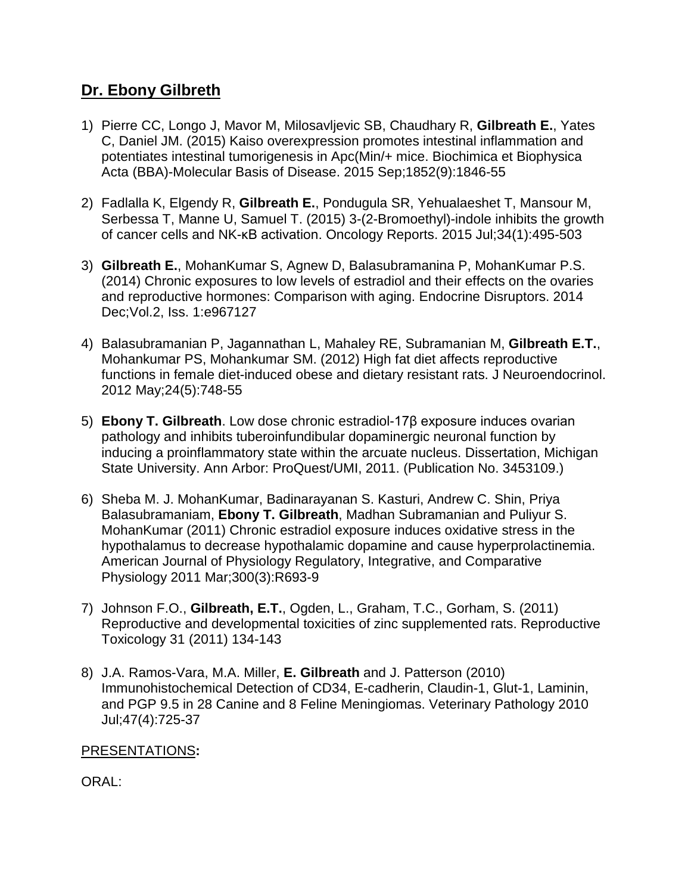## Dr. Ebony Gilbreth

1) Pierre CC, Longo J, Mavor M, Milosavljevic SB, Chaudhary R, **Gilbreath E.**, Yates C, Daniel JM. (2015) Kaiso overexpression promotes intestinal inflammation and potentiates intestinal tumorigenesis in Apc(Min/+ mice. Biochimica et Biophysica Acta (BBA)-Molecular Basis of Disease. 2015 Sep;1852(9):1846-55

2) Fadlalla K, Elgendy R, **Gilbreath E.**, Pondugula SR, Yehualaeshet T, Mansour M, Serbessa T, Manne U, Samuel T. (2015) 3-(2-Bromoethyl)-indole inhibits the growth of cancer cells and NK-κB activation. Oncology Reports. 2015 Jul;34(1):495-503

3) **Gilbreath E.**, MohanKumar S, Agnew D, Balasubramanina P, MohanKumar P.S. (2014) Chronic exposures to low levels of estradiol and their effects on the ovaries and reproductive hormones: Comparison with aging. Endocrine Disruptors. 2014 Dec;Vol.2, Iss. 1:e967127

4) Balasubramanian P, Jagannathan L, Mahaley RE, Subramanian M, **Gilbreath E.T.**, Mohankumar PS, Mohankumar SM. (2012) High fat diet affects reproductive functions in female diet-induced obese and dietary resistant rats. J Neuroendocrinol. 2012 May;24(5):748-55

5) **Ebony T. Gilbreath**. Low dose chronic estradiol-17β exposure induces ovarian pathology and inhibits tuberoinfundibular dopaminergic neuronal function by inducing a proinflammatory state within the arcuate nucleus. Dissertation, Michigan State University. Ann Arbor: ProQuest/UMI, 2011. (Publication No. 3453109.)

6) Sheba M. J. MohanKumar, Badinarayanan S. Kasturi, Andrew C. Shin, Priya Balasubramaniam, **Ebony T. Gilbreath**, Madhan Subramanian and Puliyur S. MohanKumar (2011) Chronic estradiol exposure induces oxidative stress in the hypothalamus to decrease hypothalamic dopamine and cause hyperprolactinemia. American Journal of Physiology Regulatory, Integrative, and Comparative Physiology 2011 Mar;300(3):R693-9

7) Johnson F.O., **Gilbreath, E.T.**, Ogden, L., Graham, T.C., Gorham, S. (2011) Reproductive and developmental toxicities of zinc supplemented rats. Reproductive Toxicology 31 (2011) 134-143

8) J.A. Ramos-Vara, M.A. Miller, **E. Gilbreath** and J. Patterson (2010) Immunohistochemical Detection of CD34, E-cadherin, Claudin-1, Glut-1, Laminin, and PGP 9.5 in 28 Canine and 8 Feline Meningiomas. Veterinary Pathology 2010 Jul;47(4):725-37

PRESENTATIONS**:**

ORAL: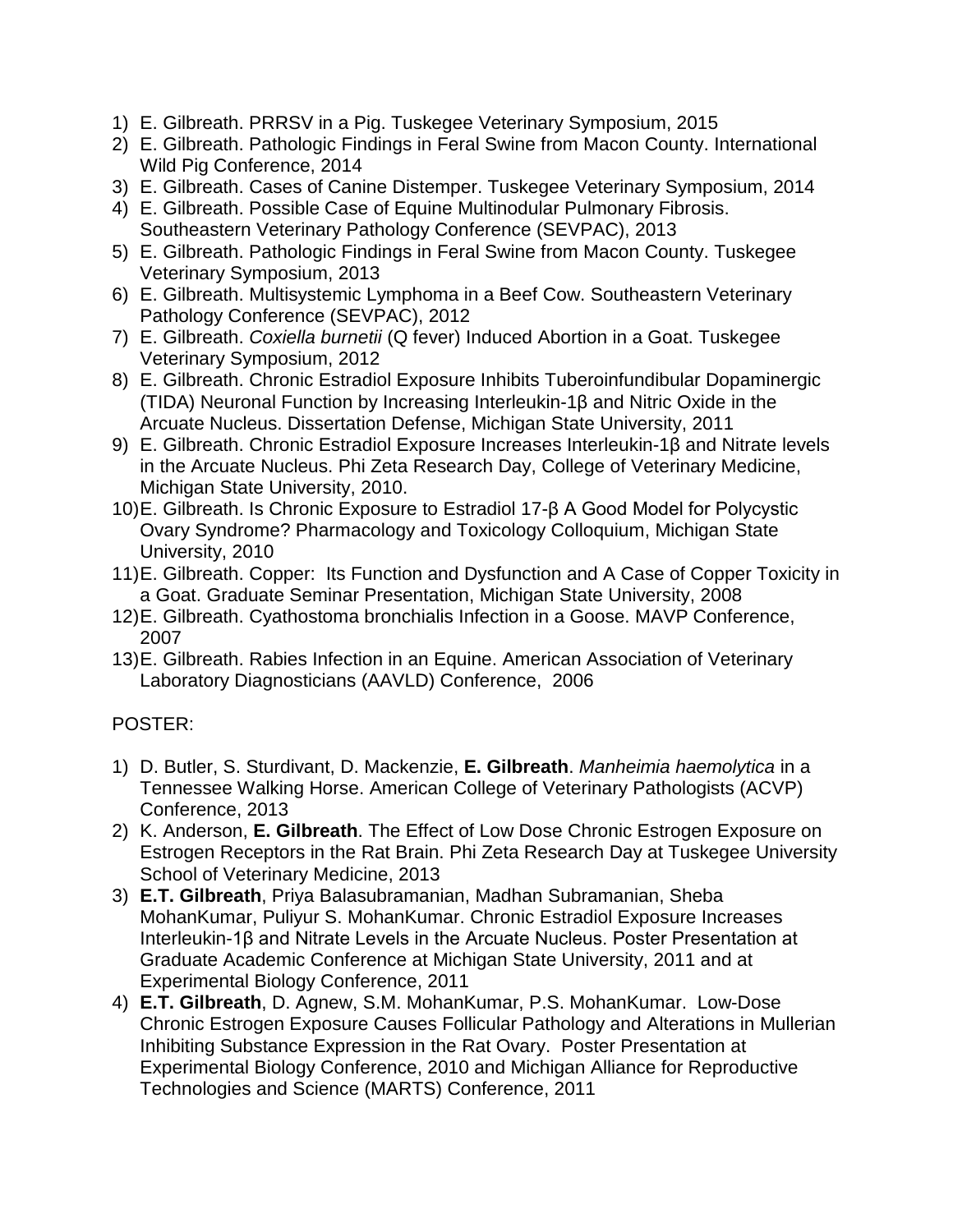1) E. Gilbreath. PRRSV in a Pig. Tuskegee Veterinary Symposium, 2015
2) E. Gilbreath. Pathologic Findings in Feral Swine from Macon County. International Wild Pig Conference, 2014
3) E. Gilbreath. Cases of Canine Distemper. Tuskegee Veterinary Symposium, 2014
4) E. Gilbreath. Possible Case of Equine Multinodular Pulmonary Fibrosis. Southeastern Veterinary Pathology Conference (SEVPAC), 2013
5) E. Gilbreath. Pathologic Findings in Feral Swine from Macon County. Tuskegee Veterinary Symposium, 2013
6) E. Gilbreath. Multisystemic Lymphoma in a Beef Cow. Southeastern Veterinary Pathology Conference (SEVPAC), 2012
7) E. Gilbreath. *Coxiella burnetii* (Q fever) Induced Abortion in a Goat. Tuskegee Veterinary Symposium, 2012
8) E. Gilbreath. Chronic Estradiol Exposure Inhibits Tuberoinfundibular Dopaminergic (TIDA) Neuronal Function by Increasing Interleukin-1β and Nitric Oxide in the Arcuate Nucleus. Dissertation Defense, Michigan State University, 2011
9) E. Gilbreath. Chronic Estradiol Exposure Increases Interleukin-1β and Nitrate levels in the Arcuate Nucleus. Phi Zeta Research Day, College of Veterinary Medicine, Michigan State University, 2010.
10) E. Gilbreath. Is Chronic Exposure to Estradiol 17-β A Good Model for Polycystic Ovary Syndrome? Pharmacology and Toxicology Colloquium, Michigan State University, 2010
11) E. Gilbreath. Copper: Its Function and Dysfunction and A Case of Copper Toxicity in a Goat. Graduate Seminar Presentation, Michigan State University, 2008
12) E. Gilbreath. Cyathostoma bronchialis Infection in a Goose. MAVP Conference, 2007
13) E. Gilbreath. Rabies Infection in an Equine. American Association of Veterinary Laboratory Diagnosticians (AAVLD) Conference, 2006

POSTER:

1) D. Butler, S. Sturdivant, D. Mackenzie, **E. Gilbreath**. *Manheimia haemolytica* in a Tennessee Walking Horse. American College of Veterinary Pathologists (ACVP) Conference, 2013
2) K. Anderson, **E. Gilbreath**. The Effect of Low Dose Chronic Estrogen Exposure on Estrogen Receptors in the Rat Brain. Phi Zeta Research Day at Tuskegee University School of Veterinary Medicine, 2013
3) **E.T. Gilbreath**, Priya Balasubramanian, Madhan Subramanian, Sheba MohanKumar, Puliyur S. MohanKumar. Chronic Estradiol Exposure Increases Interleukin-1β and Nitrate Levels in the Arcuate Nucleus. Poster Presentation at Graduate Academic Conference at Michigan State University, 2011 and at Experimental Biology Conference, 2011
4) **E.T. Gilbreath**, D. Agnew, S.M. MohanKumar, P.S. MohanKumar. Low-Dose Chronic Estrogen Exposure Causes Follicular Pathology and Alterations in Mullerian Inhibiting Substance Expression in the Rat Ovary. Poster Presentation at Experimental Biology Conference, 2010 and Michigan Alliance for Reproductive Technologies and Science (MARTS) Conference, 2011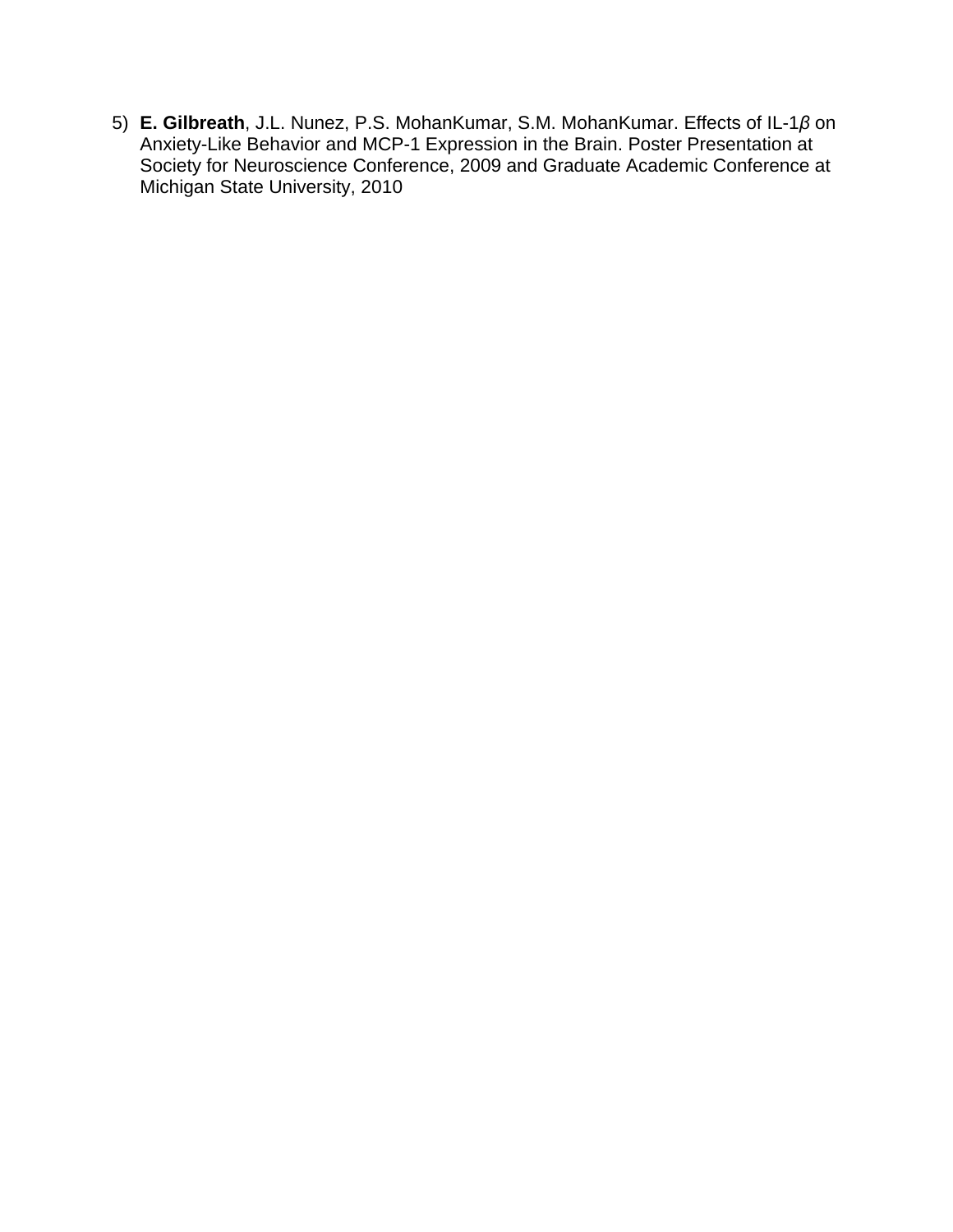5) **E. Gilbreath**, J.L. Nunez, P.S. MohanKumar, S.M. MohanKumar. Effects of IL-1$\beta$ on Anxiety-Like Behavior and MCP-1 Expression in the Brain. Poster Presentation at Society for Neuroscience Conference, 2009 and Graduate Academic Conference at Michigan State University, 2010